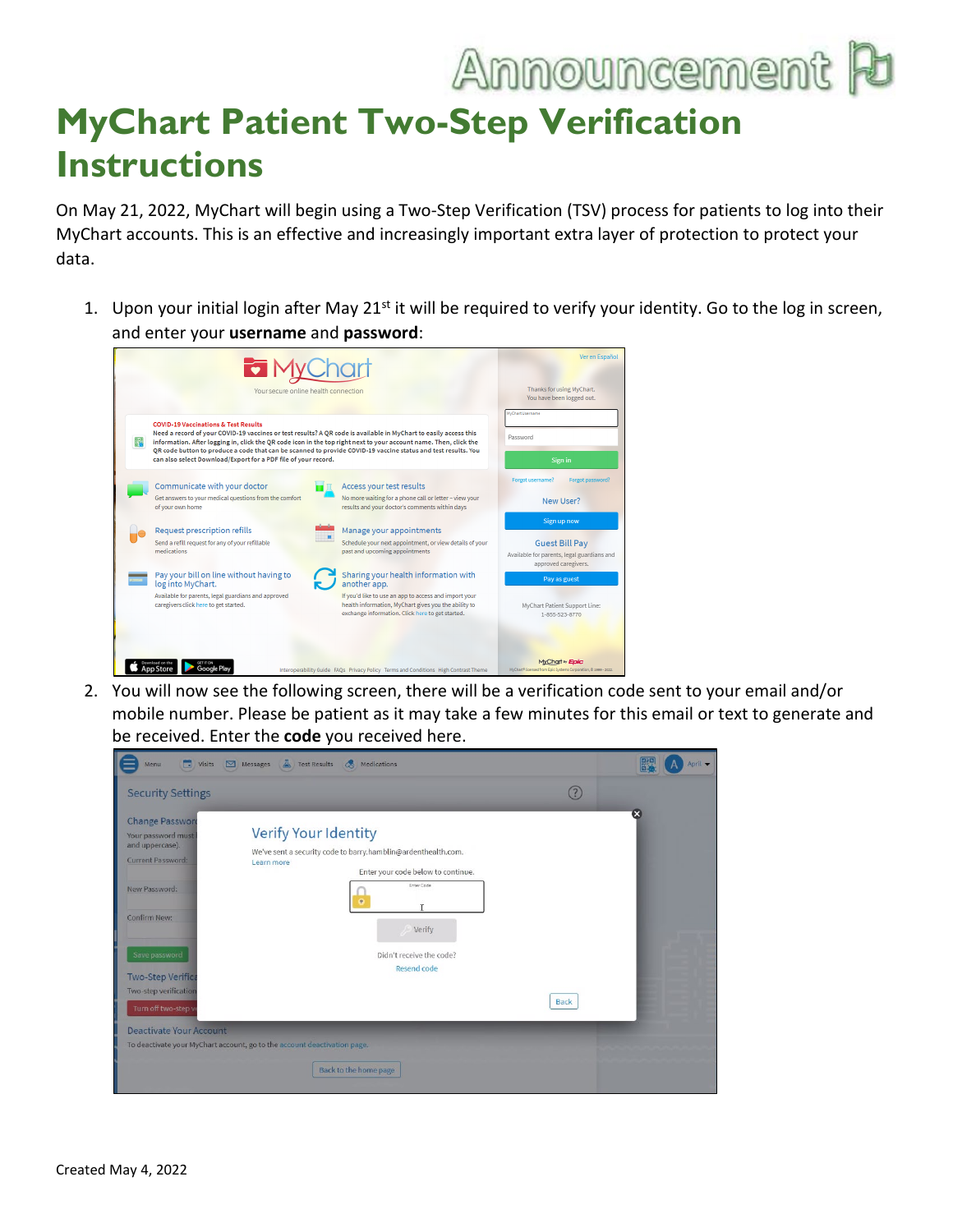Announcement

# MyChart Patient Two-Step Verification Instructions

On May 21, 2022, MyChart will begin using a Two-Step Verification (TSV) process for patients to log into their MyChart accounts. This is an effective and increasingly important extra layer of protection to protect your data.

1. Upon your initial login after May 21st it will be required to verify your identity. Go to the log in screen, and enter your **username** and **password**:

2. You will now see the following screen, there will be a verification code sent to your email and/or mobile number. Please be patient as it may take a few minutes for this email or text to generate and be received. Enter the **code** you received here.

Created May 4, 2022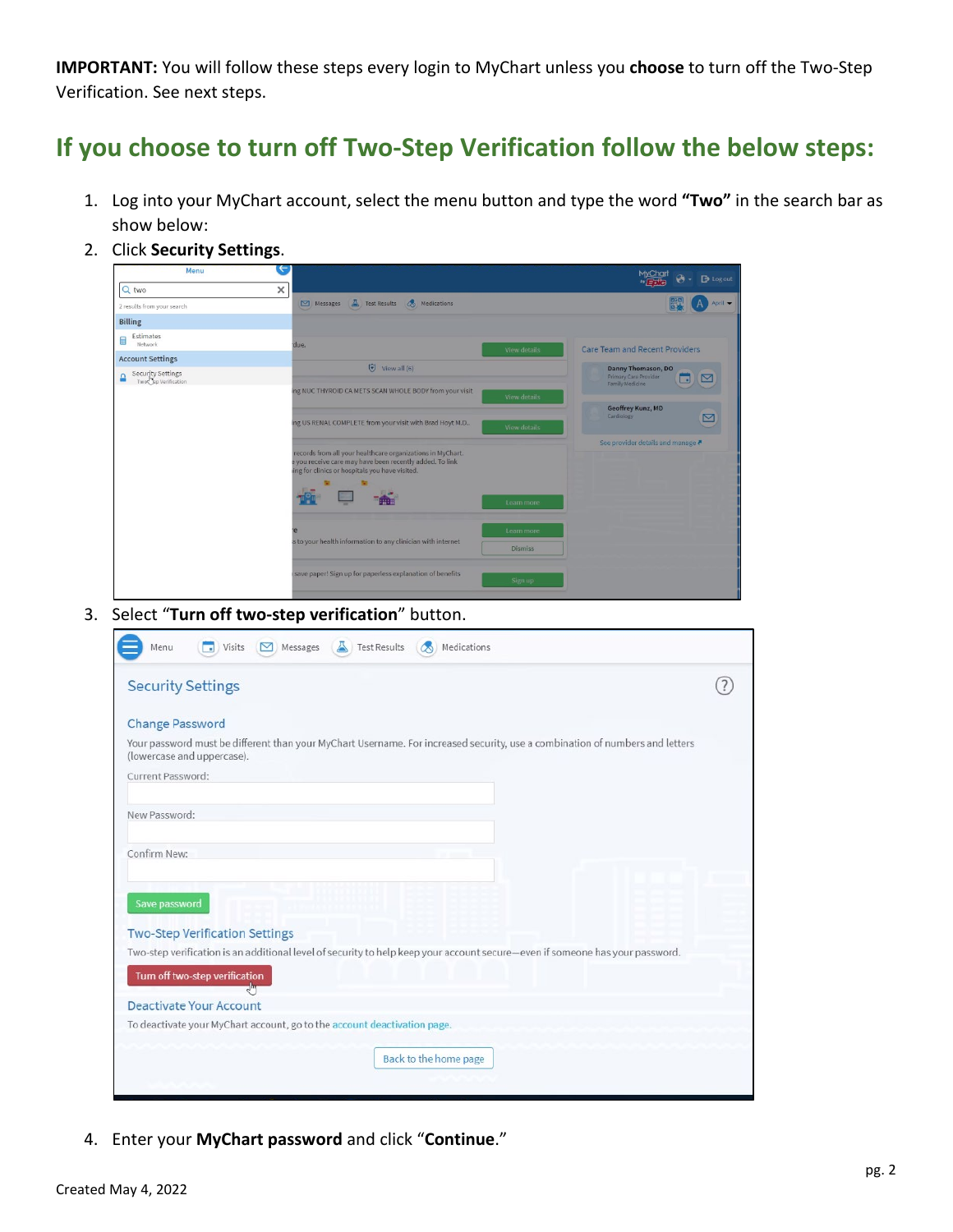**IMPORTANT:** You will follow these steps every login to MyChart unless you **choose** to turn off the Two-Step Verification. See next steps.

## If you choose to turn off Two-Step Verification follow the below steps:

1. Log into your MyChart account, select the menu button and type the word **"Two"** in the search bar as show below:
2. Click **Security Settings**.
3. Select "**Turn off two-step verification**" button.
4. Enter your **MyChart password** and click "**Continue**."

Created May 4, 2022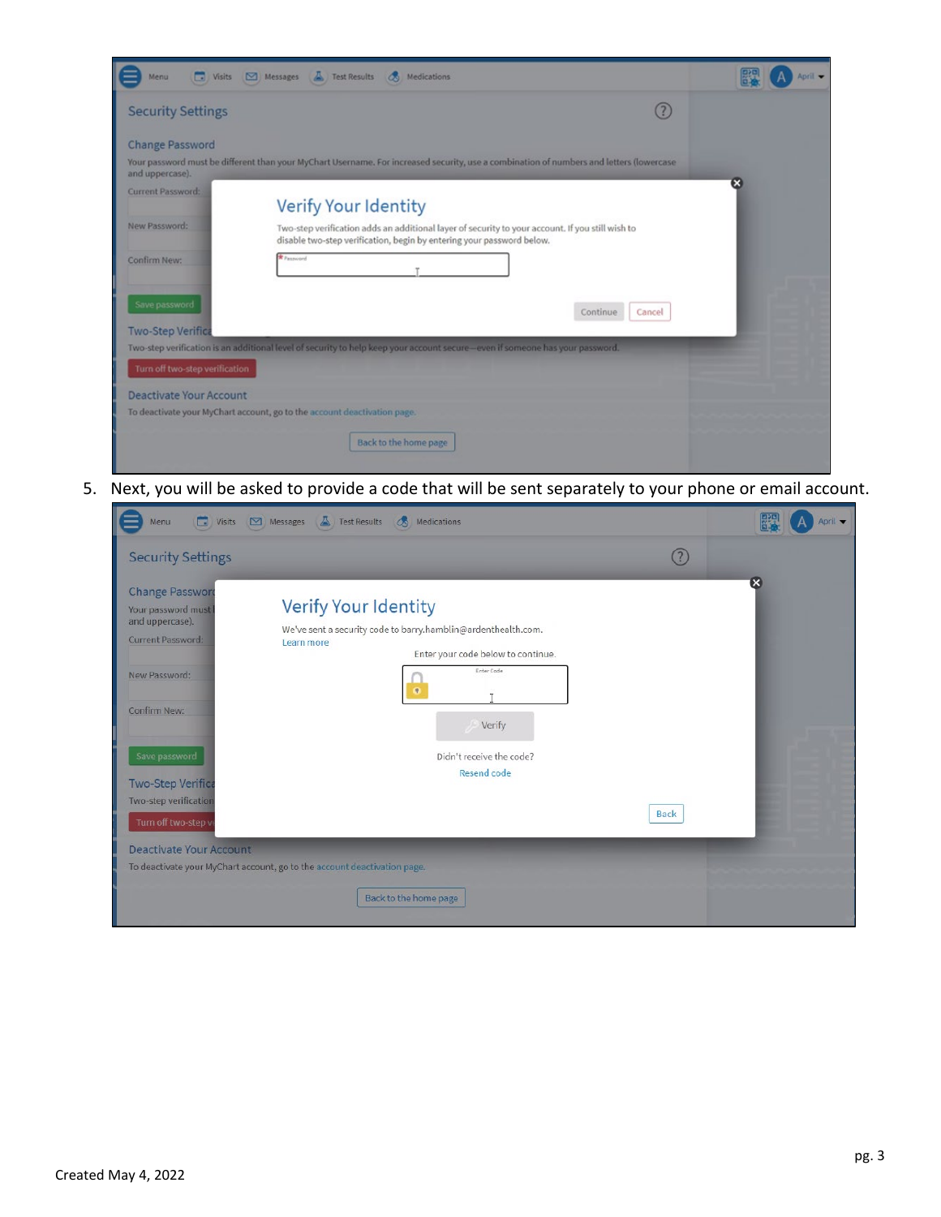5. Next, you will be asked to provide a code that will be sent separately to your phone or email account.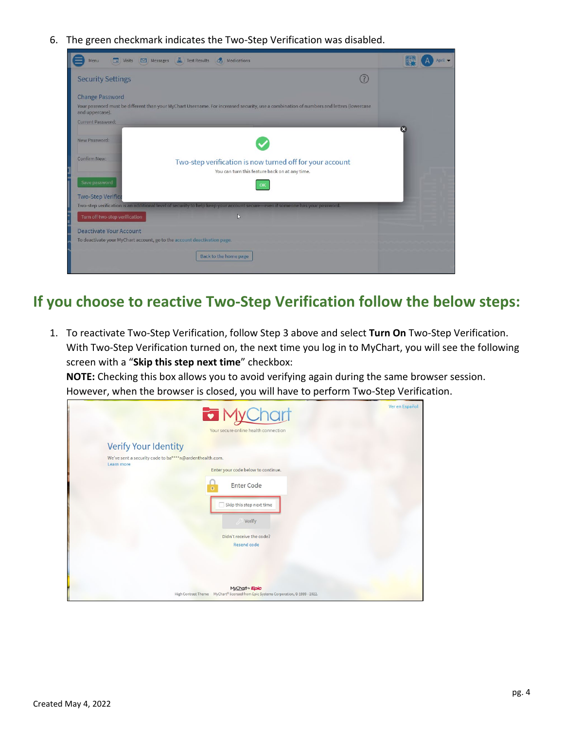6. The green checkmark indicates the Two-Step Verification was disabled.

## If you choose to reactive Two-Step Verification follow the below steps:

1. To reactivate Two-Step Verification, follow Step 3 above and select **Turn On** Two-Step Verification. With Two-Step Verification turned on, the next time you log in to MyChart, you will see the following screen with a "**Skip this step next time**" checkbox:
   **NOTE:** Checking this box allows you to avoid verifying again during the same browser session. However, when the browser is closed, you will have to perform Two-Step Verification.

Created May 4, 2022